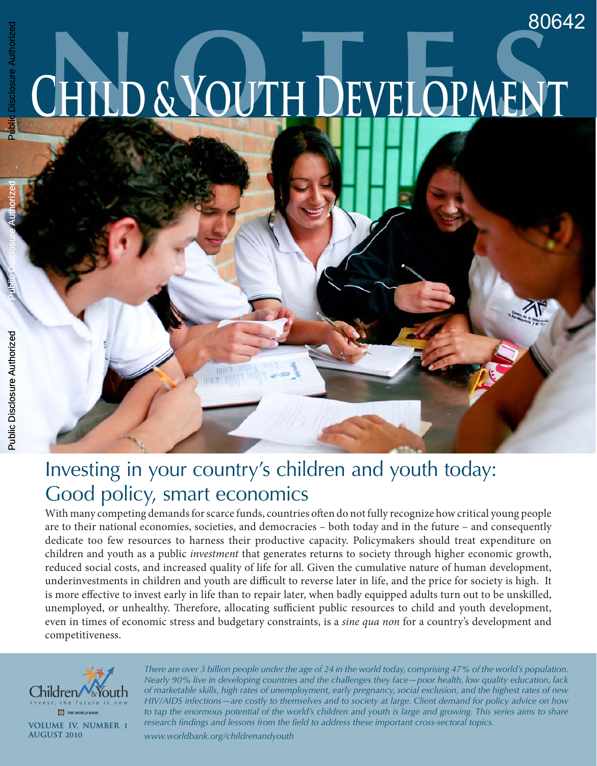80642

# NOTES

# Child & Youth Development

## Investing in your country's children and youth today: Good policy, smart economics

With many competing demands for scarce funds, countries often do not fully recognize how critical young people are to their national economies, societies, and democracies – both today and in the future – and consequently dedicate too few resources to harness their productive capacity. Policymakers should treat expenditure on children and youth as a public *investment* that generates returns to society through higher economic growth, reduced social costs, and increased quality of life for all. Given the cumulative nature of human development, underinvestments in children and youth are difficult to reverse later in life, and the price for society is high. It is more effective to invest early in life than to repair later, when badly equipped adults turn out to be unskilled, unemployed, or unhealthy. Therefore, allocating sufficient public resources to child and youth development, even in times of economic stress and budgetary constraints, is a *sine qua non* for a country's development and competitiveness.

Children & Youth — Invest, the future is now — THE WORLD BANK

**VOLUME IV, NUMBER 1**
**AUGUST 2010**

*There are over 3 billion people under the age of 24 in the world today, comprising 47% of the world's population. Nearly 90% live in developing countries and the challenges they face—poor health, low quality education, lack of marketable skills, high rates of unemployment, early pregnancy, social exclusion, and the highest rates of new HIV/AIDS infections—are costly to themselves and to society at large. Client demand for policy advice on how to tap the enormous potential of the world's children and youth is large and growing. This series aims to share research findings and lessons from the field to address these important cross-sectoral topics.*

*www.worldbank.org/childrenandyouth*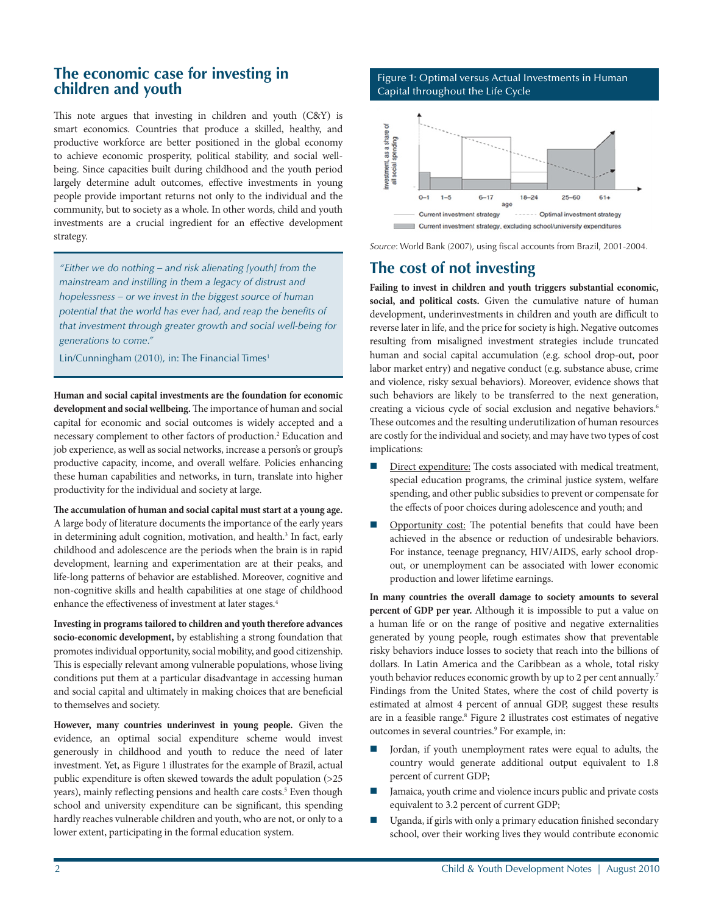## The economic case for investing in children and youth

This note argues that investing in children and youth (C&Y) is smart economics. Countries that produce a skilled, healthy, and productive workforce are better positioned in the global economy to achieve economic prosperity, political stability, and social well-being. Since capacities built during childhood and the youth period largely determine adult outcomes, effective investments in young people provide important returns not only to the individual and the community, but to society as a whole. In other words, child and youth investments are a crucial ingredient for an effective development strategy.

> *"Either we do nothing – and risk alienating [youth] from the mainstream and instilling in them a legacy of distrust and hopelessness – or we invest in the biggest source of human potential that the world has ever had, and reap the benefits of that investment through greater growth and social well-being for generations to come."*
>
> Lin/Cunningham (2010), in: The Financial Times[1]

**Human and social capital investments are the foundation for economic development and social wellbeing.** The importance of human and social capital for economic and social outcomes is widely accepted and a necessary complement to other factors of production.[2] Education and job experience, as well as social networks, increase a person's or group's productive capacity, income, and overall welfare. Policies enhancing these human capabilities and networks, in turn, translate into higher productivity for the individual and society at large.

**The accumulation of human and social capital must start at a young age.** A large body of literature documents the importance of the early years in determining adult cognition, motivation, and health.[3] In fact, early childhood and adolescence are the periods when the brain is in rapid development, learning and experimentation are at their peaks, and life-long patterns of behavior are established. Moreover, cognitive and non-cognitive skills and health capabilities at one stage of childhood enhance the effectiveness of investment at later stages.[4]

**Investing in programs tailored to children and youth therefore advances socio-economic development,** by establishing a strong foundation that promotes individual opportunity, social mobility, and good citizenship. This is especially relevant among vulnerable populations, whose living conditions put them at a particular disadvantage in accessing human and social capital and ultimately in making choices that are beneficial to themselves and society.

**However, many countries underinvest in young people.** Given the evidence, an optimal social expenditure scheme would invest generously in childhood and youth to reduce the need of later investment. Yet, as Figure 1 illustrates for the example of Brazil, actual public expenditure is often skewed towards the adult population (>25 years), mainly reflecting pensions and health care costs.[5] Even though school and university expenditure can be significant, this spending hardly reaches vulnerable children and youth, who are not, or only to a lower extent, participating in the formal education system.

**Figure 1: Optimal versus Actual Investments in Human Capital throughout the Life Cycle**

*Source*: World Bank (2007), using fiscal accounts from Brazil, 2001-2004.

## The cost of not investing

**Failing to invest in children and youth triggers substantial economic, social, and political costs.** Given the cumulative nature of human development, underinvestments in children and youth are difficult to reverse later in life, and the price for society is high. Negative outcomes resulting from misaligned investment strategies include truncated human and social capital accumulation (e.g. school drop-out, poor labor market entry) and negative conduct (e.g. substance abuse, crime and violence, risky sexual behaviors). Moreover, evidence shows that such behaviors are likely to be transferred to the next generation, creating a vicious cycle of social exclusion and negative behaviors.[6] These outcomes and the resulting underutilization of human resources are costly for the individual and society, and may have two types of cost implications:

- Direct expenditure: The costs associated with medical treatment, special education programs, the criminal justice system, welfare spending, and other public subsidies to prevent or compensate for the effects of poor choices during adolescence and youth; and
- Opportunity cost: The potential benefits that could have been achieved in the absence or reduction of undesirable behaviors. For instance, teenage pregnancy, HIV/AIDS, early school drop-out, or unemployment can be associated with lower economic production and lower lifetime earnings.

**In many countries the overall damage to society amounts to several percent of GDP per year.** Although it is impossible to put a value on a human life or on the range of positive and negative externalities generated by young people, rough estimates show that preventable risky behaviors induce losses to society that reach into the billions of dollars. In Latin America and the Caribbean as a whole, total risky youth behavior reduces economic growth by up to 2 per cent annually.[7] Findings from the United States, where the cost of child poverty is estimated at almost 4 percent of annual GDP, suggest these results are in a feasible range.[8] Figure 2 illustrates cost estimates of negative outcomes in several countries.[9] For example, in:

- Jordan, if youth unemployment rates were equal to adults, the country would generate additional output equivalent to 1.8 percent of current GDP;
- Jamaica, youth crime and violence incurs public and private costs equivalent to 3.2 percent of current GDP;
- Uganda, if girls with only a primary education finished secondary school, over their working lives they would contribute economic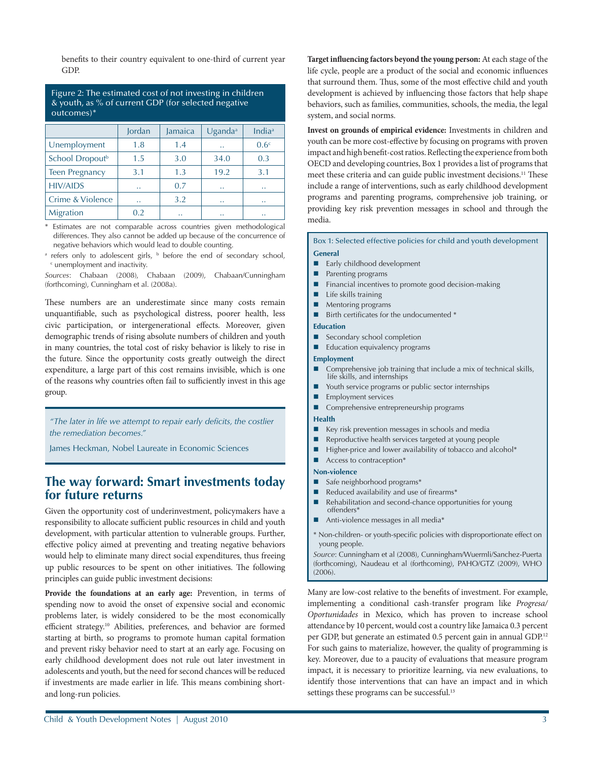benefits to their country equivalent to one-third of current year GDP.

**Figure 2: The estimated cost of not investing in children & youth, as % of current GDP (for selected negative outcomes)***

| | Jordan | Jamaica | Uganda[a] | India[a] |
|---|---|---|---|---|
| Unemployment | 1.8 | 1.4 | .. | 0.6[c] |
| School Dropout[b] | 1.5 | 3.0 | 34.0 | 0.3 |
| Teen Pregnancy | 3.1 | 1.3 | 19.2 | 3.1 |
| HIV/AIDS | .. | 0.7 | .. | .. |
| Crime & Violence | .. | 3.2 | .. | .. |
| Migration | 0.2 | .. | .. | .. |

* Estimates are not comparable across countries given methodological differences. They also cannot be added up because of the concurrence of negative behaviors which would lead to double counting.

[a] refers only to adolescent girls, [b] before the end of secondary school, [c] unemployment and inactivity.

*Sources*: Chabaan (2008), Chabaan (2009), Chabaan/Cunningham (forthcoming), Cunningham et al. (2008a).

These numbers are an underestimate since many costs remain unquantifiable, such as psychological distress, poorer health, less civic participation, or intergenerational effects. Moreover, given demographic trends of rising absolute numbers of children and youth in many countries, the total cost of risky behavior is likely to rise in the future. Since the opportunity costs greatly outweigh the direct expenditure, a large part of this cost remains invisible, which is one of the reasons why countries often fail to sufficiently invest in this age group.

> *"The later in life we attempt to repair early deficits, the costlier the remediation becomes."*
>
> James Heckman, Nobel Laureate in Economic Sciences

## The way forward: Smart investments today for future returns

Given the opportunity cost of underinvestment, policymakers have a responsibility to allocate sufficient public resources in child and youth development, with particular attention to vulnerable groups. Further, effective policy aimed at preventing and treating negative behaviors would help to eliminate many direct social expenditures, thus freeing up public resources to be spent on other initiatives. The following principles can guide public investment decisions:

**Provide the foundations at an early age:** Prevention, in terms of spending now to avoid the onset of expensive social and economic problems later, is widely considered to be the most economically efficient strategy.[10] Abilities, preferences, and behavior are formed starting at birth, so programs to promote human capital formation and prevent risky behavior need to start at an early age. Focusing on early childhood development does not rule out later investment in adolescents and youth, but the need for second chances will be reduced if investments are made earlier in life. This means combining short- and long-run policies.

**Target influencing factors beyond the young person:** At each stage of the life cycle, people are a product of the social and economic influences that surround them. Thus, some of the most effective child and youth development is achieved by influencing those factors that help shape behaviors, such as families, communities, schools, the media, the legal system, and social norms.

**Invest on grounds of empirical evidence:** Investments in children and youth can be more cost-effective by focusing on programs with proven impact and high benefit-cost ratios. Reflecting the experience from both OECD and developing countries, Box 1 provides a list of programs that meet these criteria and can guide public investment decisions.[11] These include a range of interventions, such as early childhood development programs and parenting programs, comprehensive job training, or providing key risk prevention messages in school and through the media.

**Box 1: Selected effective policies for child and youth development**

**General**
- Early childhood development
- Parenting programs
- Financial incentives to promote good decision-making
- Life skills training
- Mentoring programs
- Birth certificates for the undocumented *

**Education**
- Secondary school completion
- Education equivalency programs

**Employment**
- Comprehensive job training that include a mix of technical skills, life skills, and internships
- Youth service programs or public sector internships
- Employment services
- Comprehensive entrepreneurship programs

**Health**
- Key risk prevention messages in schools and media
- Reproductive health services targeted at young people
- Higher-price and lower availability of tobacco and alcohol*
- Access to contraception*

**Non-violence**
- Safe neighborhood programs*
- Reduced availability and use of firearms*
- Rehabilitation and second-chance opportunities for young offenders*
- Anti-violence messages in all media*

* Non-children- or youth-specific policies with disproportionate effect on young people.

*Source*: Cunningham et al (2008), Cunningham/Wuermli/Sanchez-Puerta (forthcoming), Naudeau et al (forthcoming), PAHO/GTZ (2009), WHO (2006).

Many are low-cost relative to the benefits of investment. For example, implementing a conditional cash-transfer program like *Progresa/Oportunidades* in Mexico, which has proven to increase school attendance by 10 percent, would cost a country like Jamaica 0.3 percent per GDP, but generate an estimated 0.5 percent gain in annual GDP.[12] For such gains to materialize, however, the quality of programming is key. Moreover, due to a paucity of evaluations that measure program impact, it is necessary to prioritize learning, via new evaluations, to identify those interventions that can have an impact and in which settings these programs can be successful.[13]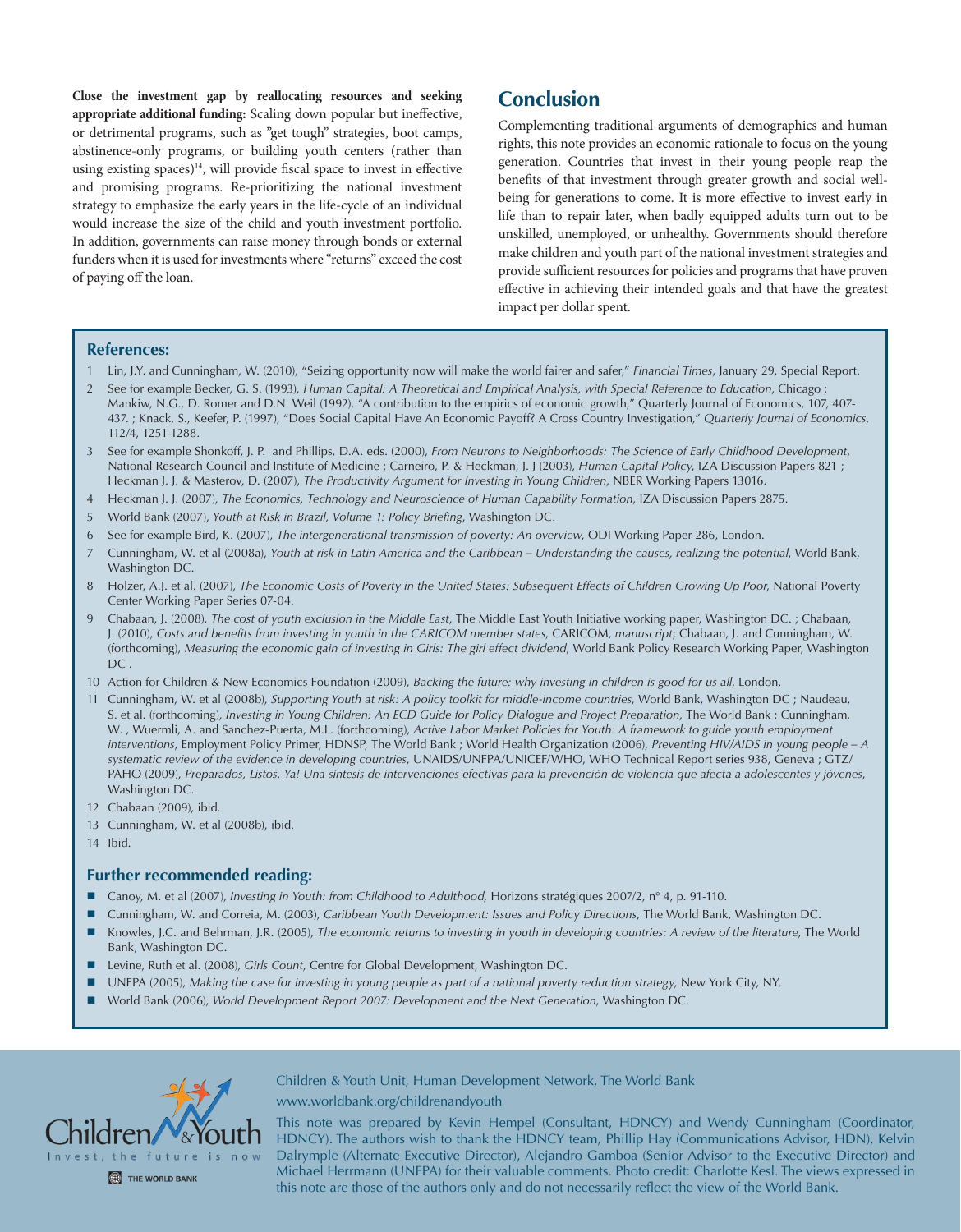**Close the investment gap by reallocating resources and seeking appropriate additional funding:** Scaling down popular but ineffective, or detrimental programs, such as "get tough" strategies, boot camps, abstinence-only programs, or building youth centers (rather than using existing spaces)[14], will provide fiscal space to invest in effective and promising programs. Re-prioritizing the national investment strategy to emphasize the early years in the life-cycle of an individual would increase the size of the child and youth investment portfolio. In addition, governments can raise money through bonds or external funders when it is used for investments where "returns" exceed the cost of paying off the loan.

## Conclusion

Complementing traditional arguments of demographics and human rights, this note provides an economic rationale to focus on the young generation. Countries that invest in their young people reap the benefits of that investment through greater growth and social well-being for generations to come. It is more effective to invest early in life than to repair later, when badly equipped adults turn out to be unskilled, unemployed, or unhealthy. Governments should therefore make children and youth part of the national investment strategies and provide sufficient resources for policies and programs that have proven effective in achieving their intended goals and that have the greatest impact per dollar spent.

### References:

1. Lin, J.Y. and Cunningham, W. (2010), "Seizing opportunity now will make the world fairer and safer," *Financial Times*, January 29, Special Report.
2. See for example Becker, G. S. (1993), *Human Capital: A Theoretical and Empirical Analysis, with Special Reference to Education*, Chicago ; Mankiw, N.G., D. Romer and D.N. Weil (1992), "A contribution to the empirics of economic growth," Quarterly Journal of Economics, 107, 407-437. ; Knack, S., Keefer, P. (1997), "Does Social Capital Have An Economic Payoff? A Cross Country Investigation," *Quarterly Journal of Economics*, 112/4, 1251-1288.
3. See for example Shonkoff, J. P. and Phillips, D.A. eds. (2000), *From Neurons to Neighborhoods: The Science of Early Childhood Development*, National Research Council and Institute of Medicine ; Carneiro, P. & Heckman, J. J (2003), *Human Capital Policy*, IZA Discussion Papers 821 ; Heckman J. J. & Masterov, D. (2007), *The Productivity Argument for Investing in Young Children*, NBER Working Papers 13016.
4. Heckman J. J. (2007), *The Economics, Technology and Neuroscience of Human Capability Formation*, IZA Discussion Papers 2875.
5. World Bank (2007), *Youth at Risk in Brazil, Volume 1: Policy Briefing*, Washington DC.
6. See for example Bird, K. (2007), *The intergenerational transmission of poverty: An overview*, ODI Working Paper 286, London.
7. Cunningham, W. et al (2008a), *Youth at risk in Latin America and the Caribbean – Understanding the causes, realizing the potential*, World Bank, Washington DC.
8. Holzer, A.J. et al. (2007), *The Economic Costs of Poverty in the United States: Subsequent Effects of Children Growing Up Poor*, National Poverty Center Working Paper Series 07-04.
9. Chabaan, J. (2008), *The cost of youth exclusion in the Middle East*, The Middle East Youth Initiative working paper, Washington DC. ; Chabaan, J. (2010), *Costs and benefits from investing in youth in the CARICOM member states*, CARICOM, *manuscript*; Chabaan, J. and Cunningham, W. (forthcoming), *Measuring the economic gain of investing in Girls: The girl effect dividend*, World Bank Policy Research Working Paper, Washington DC .
10. Action for Children & New Economics Foundation (2009), *Backing the future: why investing in children is good for us all*, London.
11. Cunningham, W. et al (2008b), *Supporting Youth at risk: A policy toolkit for middle-income countries*, World Bank, Washington DC ; Naudeau, S. et al. (forthcoming), *Investing in Young Children: An ECD Guide for Policy Dialogue and Project Preparation*, The World Bank ; Cunningham, W. , Wuermli, A. and Sanchez-Puerta, M.L. (forthcoming), *Active Labor Market Policies for Youth: A framework to guide youth employment interventions*, Employment Policy Primer, HDNSP, The World Bank ; World Health Organization (2006), *Preventing HIV/AIDS in young people – A systematic review of the evidence in developing countries*, UNAIDS/UNFPA/UNICEF/WHO, WHO Technical Report series 938, Geneva ; GTZ/PAHO (2009), *Preparados, Listos, Ya! Una síntesis de intervenciones efectivas para la prevención de violencia que afecta a adolescentes y jóvenes*, Washington DC.
12. Chabaan (2009), ibid.
13. Cunningham, W. et al (2008b), ibid.
14. Ibid.

### Further recommended reading:

- Canoy, M. et al (2007), *Investing in Youth: from Childhood to Adulthood*, Horizons stratégiques 2007/2, n° 4, p. 91-110.
- Cunningham, W. and Correia, M. (2003), *Caribbean Youth Development: Issues and Policy Directions*, The World Bank, Washington DC.
- Knowles, J.C. and Behrman, J.R. (2005), *The economic returns to investing in youth in developing countries: A review of the literature*, The World Bank, Washington DC.
- Levine, Ruth et al. (2008), *Girls Count*, Centre for Global Development, Washington DC.
- UNFPA (2005), *Making the case for investing in young people as part of a national poverty reduction strategy*, New York City, NY.
- World Bank (2006), *World Development Report 2007: Development and the Next Generation*, Washington DC.

Children & Youth — Invest, the future is now — THE WORLD BANK

Children & Youth Unit, Human Development Network, The World Bank
www.worldbank.org/childrenandyouth

This note was prepared by Kevin Hempel (Consultant, HDNCY) and Wendy Cunningham (Coordinator, HDNCY). The authors wish to thank the HDNCY team, Phillip Hay (Communications Advisor, HDN), Kelvin Dalrymple (Alternate Executive Director), Alejandro Gamboa (Senior Advisor to the Executive Director) and Michael Herrmann (UNFPA) for their valuable comments. Photo credit: Charlotte Kesl. The views expressed in this note are those of the authors only and do not necessarily reflect the view of the World Bank.